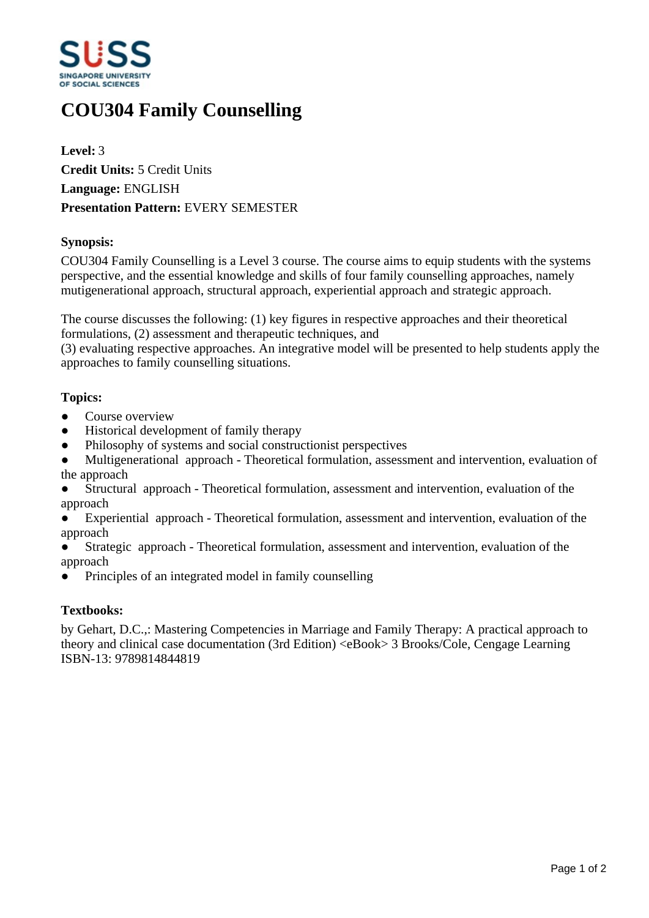# COU304 Family Counselling

**Level:** 3
**Credit Units:** 5 Credit Units
**Language:** ENGLISH
**Presentation Pattern:** EVERY SEMESTER

### Synopsis:

COU304 Family Counselling is a Level 3 course. The course aims to equip students with the systems perspective, and the essential knowledge and skills of four family counselling approaches, namely mutigenerational approach, structural approach, experiential approach and strategic approach.

The course discusses the following: (1) key figures in respective approaches and their theoretical formulations, (2) assessment and therapeutic techniques, and
(3) evaluating respective approaches. An integrative model will be presented to help students apply the approaches to family counselling situations.

### Topics:

- Course overview
- Historical development of family therapy
- Philosophy of systems and social constructionist perspectives
- Multigenerational approach - Theoretical formulation, assessment and intervention, evaluation of the approach
- Structural approach - Theoretical formulation, assessment and intervention, evaluation of the approach
- Experiential approach - Theoretical formulation, assessment and intervention, evaluation of the approach
- Strategic approach - Theoretical formulation, assessment and intervention, evaluation of the approach
- Principles of an integrated model in family counselling

### Textbooks:

by Gehart, D.C.,: Mastering Competencies in Marriage and Family Therapy: A practical approach to theory and clinical case documentation (3rd Edition) <eBook> 3 Brooks/Cole, Cengage Learning
ISBN-13: 9789814844819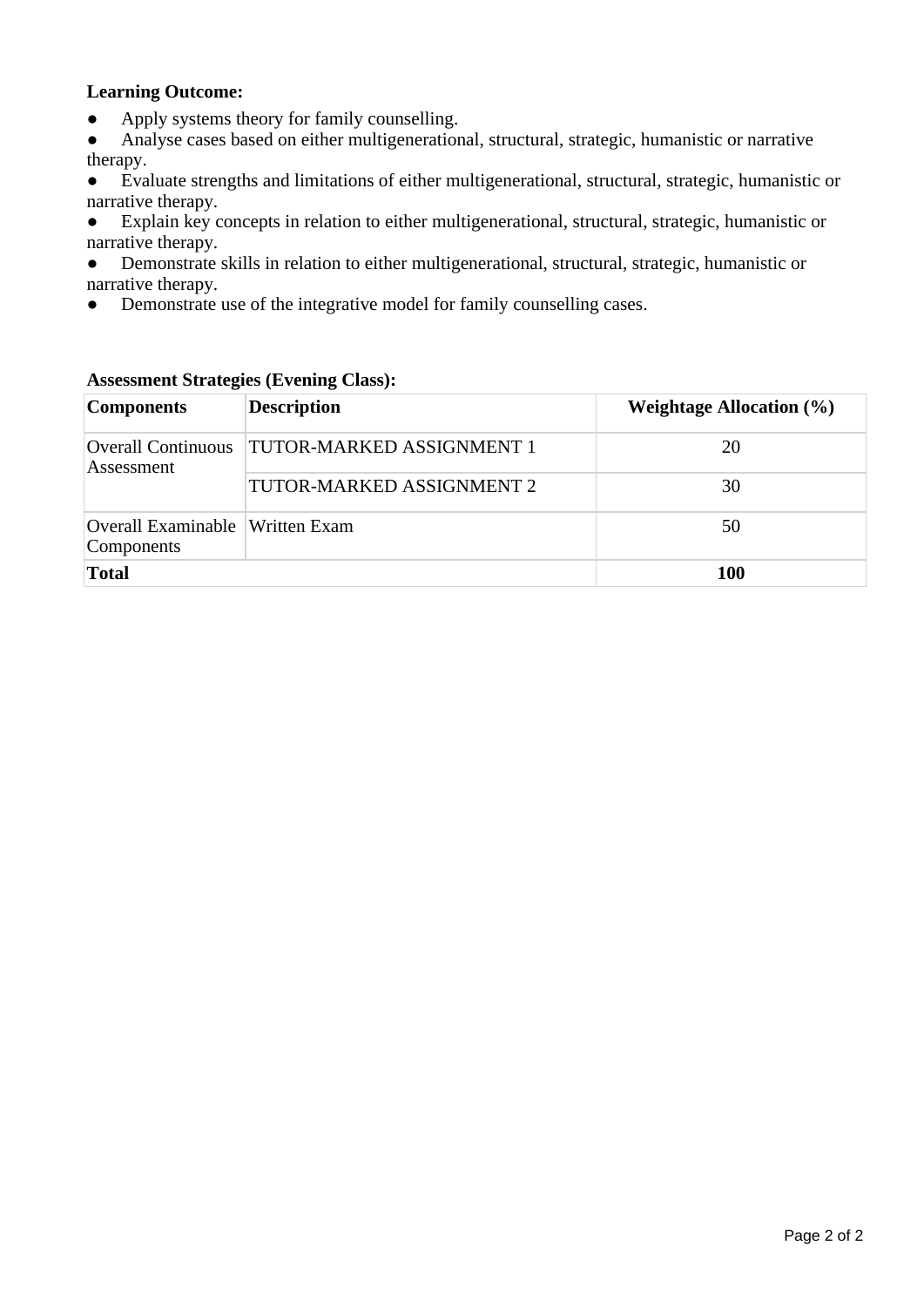**Learning Outcome:**

- Apply systems theory for family counselling.
- Analyse cases based on either multigenerational, structural, strategic, humanistic or narrative therapy.
- Evaluate strengths and limitations of either multigenerational, structural, strategic, humanistic or narrative therapy.
- Explain key concepts in relation to either multigenerational, structural, strategic, humanistic or narrative therapy.
- Demonstrate skills in relation to either multigenerational, structural, strategic, humanistic or narrative therapy.
- Demonstrate use of the integrative model for family counselling cases.

**Assessment Strategies (Evening Class):**

| Components | Description | Weightage Allocation (%) |
|---|---|---|
| Overall Continuous Assessment | TUTOR-MARKED ASSIGNMENT 1 | 20 |
| | TUTOR-MARKED ASSIGNMENT 2 | 30 |
| Overall Examinable Components | Written Exam | 50 |
| **Total** | | **100** |